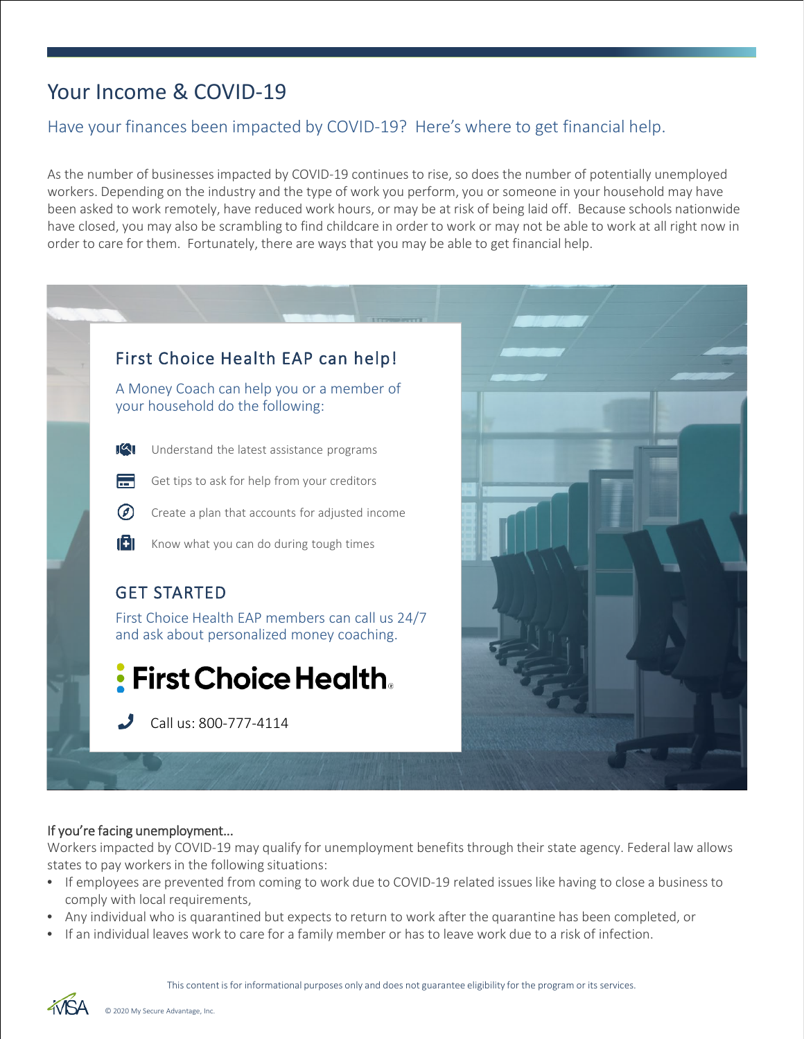# Your Income & COVID-19

## Have your finances been impacted by COVID-19? Here's where to get financial help.

As the number of businesses impacted by COVID-19 continues to rise, so does the number of potentially unemployed workers. Depending on the industry and the type of work you perform, you or someone in your household may have been asked to work remotely, have reduced work hours, or may be at risk of being laid off. Because schools nationwide have closed, you may also be scrambling to find childcare in order to work or may not be able to work at all right now in order to care for them. Fortunately, there are ways that you may be able to get financial help.

### First Choice Health EAP can help!

A Money Coach can help you or a member of your household do the following:

- Understand the latest assistance programs
- Get tips to ask for help from your creditors
- Create a plan that accounts for adjusted income
- Know what you can do during tough times

### GET STARTED

First Choice Health EAP members can call us 24/7 and ask about personalized money coaching.

**First Choice Health**

Call us: 800-777-4114

**If you're facing unemployment…**

Workers impacted by COVID-19 may qualify for unemployment benefits through their state agency. Federal law allows states to pay workers in the following situations:

- If employees are prevented from coming to work due to COVID-19 related issues like having to close a business to comply with local requirements,
- Any individual who is quarantined but expects to return to work after the quarantine has been completed, or
- If an individual leaves work to care for a family member or has to leave work due to a risk of infection.

This content is for informational purposes only and does not guarantee eligibility for the program or its services.

© 2020 My Secure Advantage, Inc.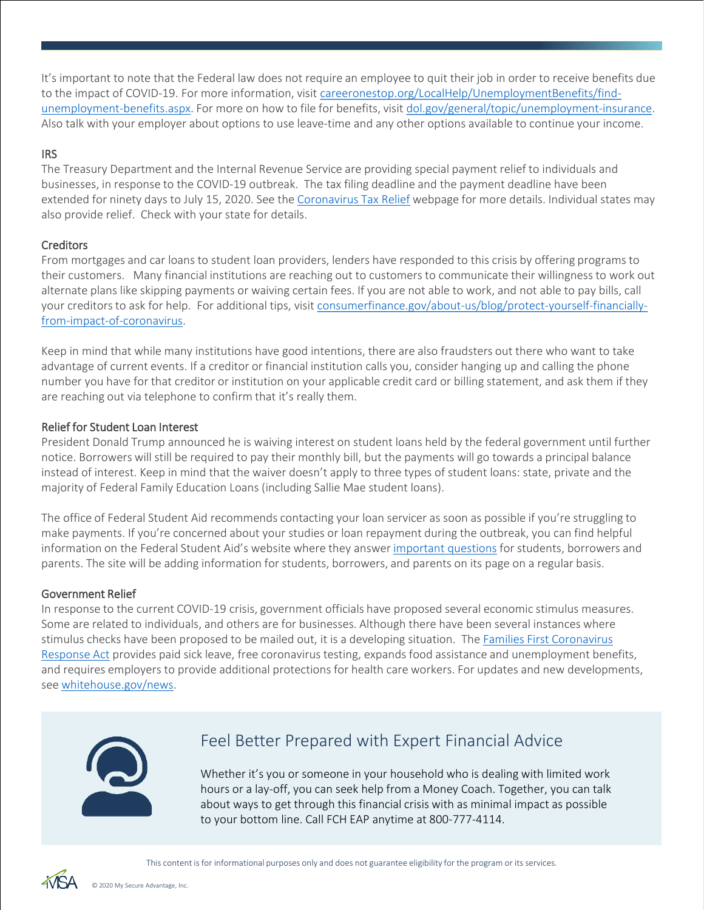It's important to note that the Federal law does not require an employee to quit their job in order to receive benefits due to the impact of COVID-19. For more information, visit careeronestop.org/LocalHelp/UnemploymentBenefits/find-unemployment-benefits.aspx. For more on how to file for benefits, visit dol.gov/general/topic/unemployment-insurance. Also talk with your employer about options to use leave-time and any other options available to continue your income.

### IRS

The Treasury Department and the Internal Revenue Service are providing special payment relief to individuals and businesses, in response to the COVID-19 outbreak. The tax filing deadline and the payment deadline have been extended for ninety days to July 15, 2020. See the Coronavirus Tax Relief webpage for more details. Individual states may also provide relief. Check with your state for details.

### Creditors

From mortgages and car loans to student loan providers, lenders have responded to this crisis by offering programs to their customers. Many financial institutions are reaching out to customers to communicate their willingness to work out alternate plans like skipping payments or waiving certain fees. If you are not able to work, and not able to pay bills, call your creditors to ask for help. For additional tips, visit consumerfinance.gov/about-us/blog/protect-yourself-financially-from-impact-of-coronavirus.

Keep in mind that while many institutions have good intentions, there are also fraudsters out there who want to take advantage of current events. If a creditor or financial institution calls you, consider hanging up and calling the phone number you have for that creditor or institution on your applicable credit card or billing statement, and ask them if they are reaching out via telephone to confirm that it's really them.

### Relief for Student Loan Interest

President Donald Trump announced he is waiving interest on student loans held by the federal government until further notice. Borrowers will still be required to pay their monthly bill, but the payments will go towards a principal balance instead of interest. Keep in mind that the waiver doesn't apply to three types of student loans: state, private and the majority of Federal Family Education Loans (including Sallie Mae student loans).

The office of Federal Student Aid recommends contacting your loan servicer as soon as possible if you're struggling to make payments. If you're concerned about your studies or loan repayment during the outbreak, you can find helpful information on the Federal Student Aid's website where they answer important questions for students, borrowers and parents. The site will be adding information for students, borrowers, and parents on its page on a regular basis.

### Government Relief

In response to the current COVID-19 crisis, government officials have proposed several economic stimulus measures. Some are related to individuals, and others are for businesses. Although there have been several instances where stimulus checks have been proposed to be mailed out, it is a developing situation. The Families First Coronavirus Response Act provides paid sick leave, free coronavirus testing, expands food assistance and unemployment benefits, and requires employers to provide additional protections for health care workers. For updates and new developments, see whitehouse.gov/news.

## Feel Better Prepared with Expert Financial Advice

Whether it's you or someone in your household who is dealing with limited work hours or a lay-off, you can seek help from a Money Coach. Together, you can talk about ways to get through this financial crisis with as minimal impact as possible to your bottom line. Call FCH EAP anytime at 800-777-4114.

This content is for informational purposes only and does not guarantee eligibility for the program or its services.

© 2020 My Secure Advantage, Inc.